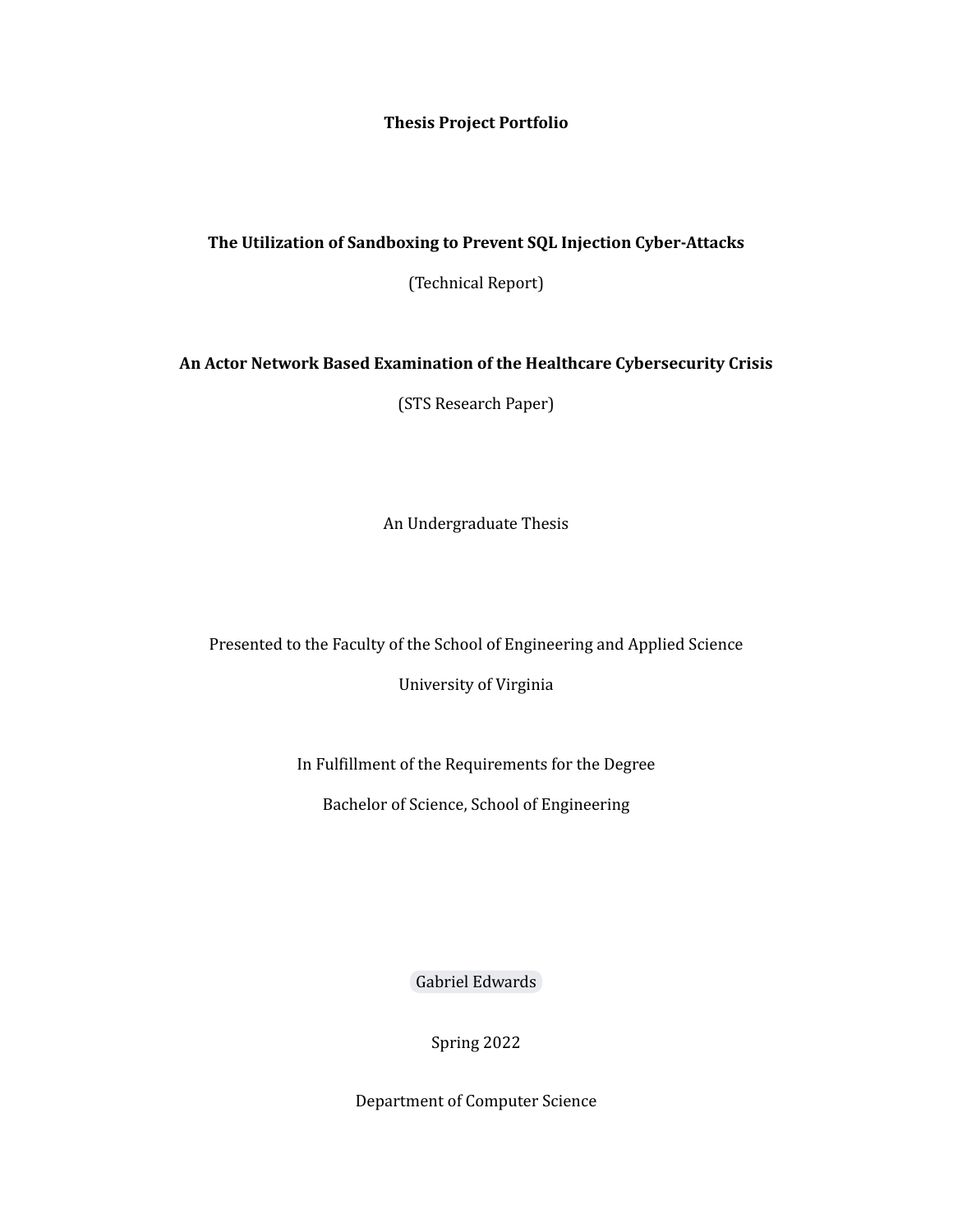**Thesis Project Portfolio**

**The Utilization of Sandboxing to Prevent SQL Injection Cyber-Attacks**

(Technical Report)

**An Actor Network Based Examination of the Healthcare Cybersecurity Crisis**

(STS Research Paper)

An Undergraduate Thesis

Presented to the Faculty of the School of Engineering and Applied Science

University of Virginia

In Fulfillment of the Requirements for the Degree

Bachelor of Science, School of Engineering

Gabriel Edwards

Spring 2022

Department of Computer Science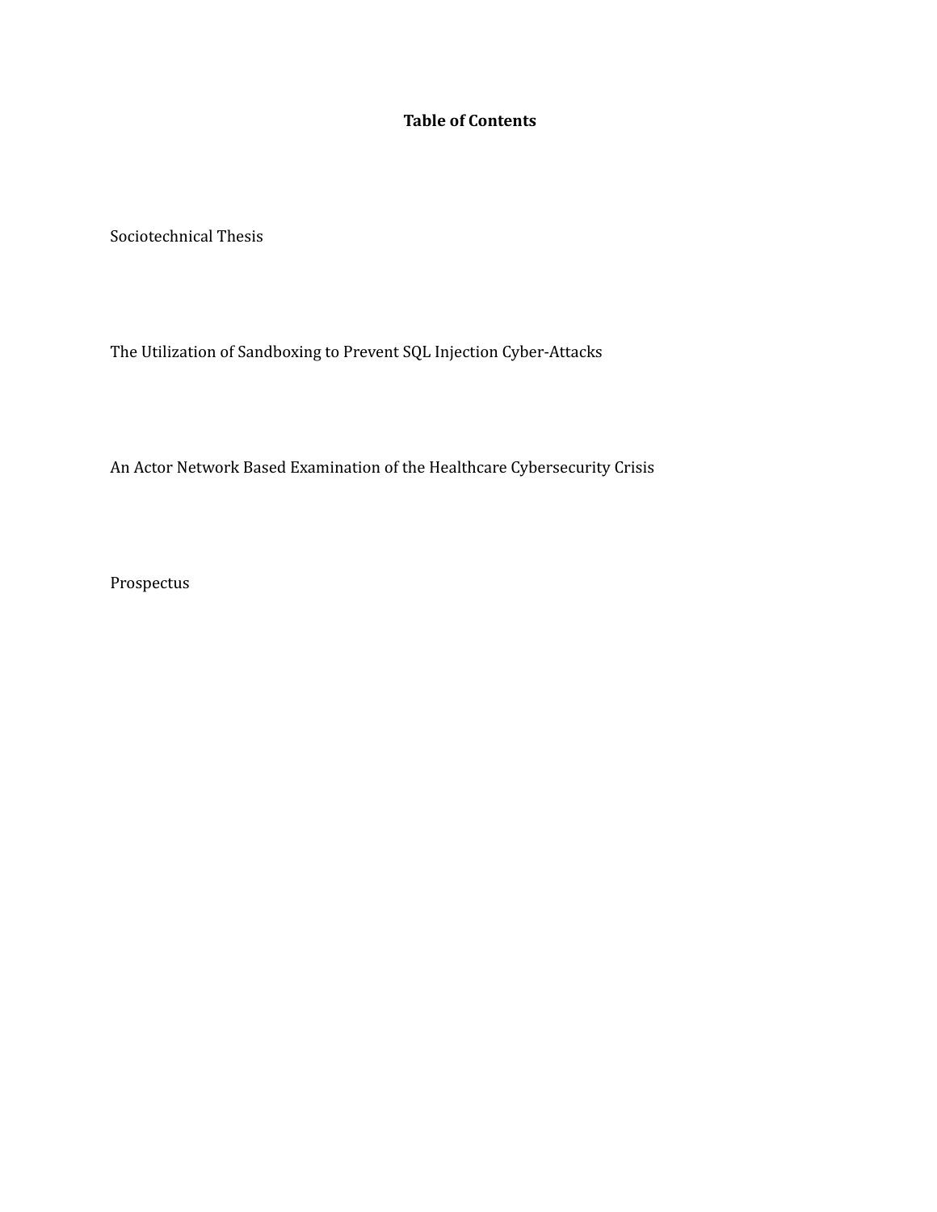**Table of Contents**

Sociotechnical Thesis

The Utilization of Sandboxing to Prevent SQL Injection Cyber-Attacks

An Actor Network Based Examination of the Healthcare Cybersecurity Crisis

Prospectus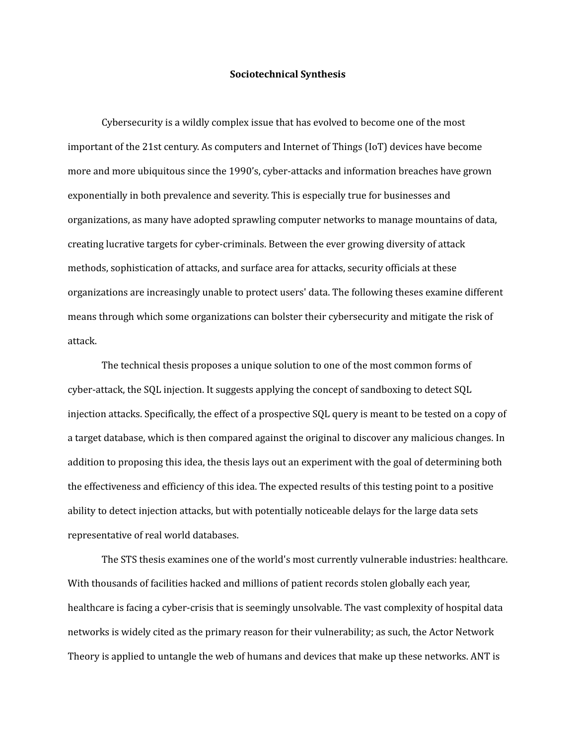**Sociotechnical Synthesis**

Cybersecurity is a wildly complex issue that has evolved to become one of the most important of the 21st century. As computers and Internet of Things (IoT) devices have become more and more ubiquitous since the 1990's, cyber-attacks and information breaches have grown exponentially in both prevalence and severity. This is especially true for businesses and organizations, as many have adopted sprawling computer networks to manage mountains of data, creating lucrative targets for cyber-criminals. Between the ever growing diversity of attack methods, sophistication of attacks, and surface area for attacks, security officials at these organizations are increasingly unable to protect users' data. The following theses examine different means through which some organizations can bolster their cybersecurity and mitigate the risk of attack.

The technical thesis proposes a unique solution to one of the most common forms of cyber-attack, the SQL injection. It suggests applying the concept of sandboxing to detect SQL injection attacks. Specifically, the effect of a prospective SQL query is meant to be tested on a copy of a target database, which is then compared against the original to discover any malicious changes. In addition to proposing this idea, the thesis lays out an experiment with the goal of determining both the effectiveness and efficiency of this idea. The expected results of this testing point to a positive ability to detect injection attacks, but with potentially noticeable delays for the large data sets representative of real world databases.

The STS thesis examines one of the world's most currently vulnerable industries: healthcare. With thousands of facilities hacked and millions of patient records stolen globally each year, healthcare is facing a cyber-crisis that is seemingly unsolvable. The vast complexity of hospital data networks is widely cited as the primary reason for their vulnerability; as such, the Actor Network Theory is applied to untangle the web of humans and devices that make up these networks. ANT is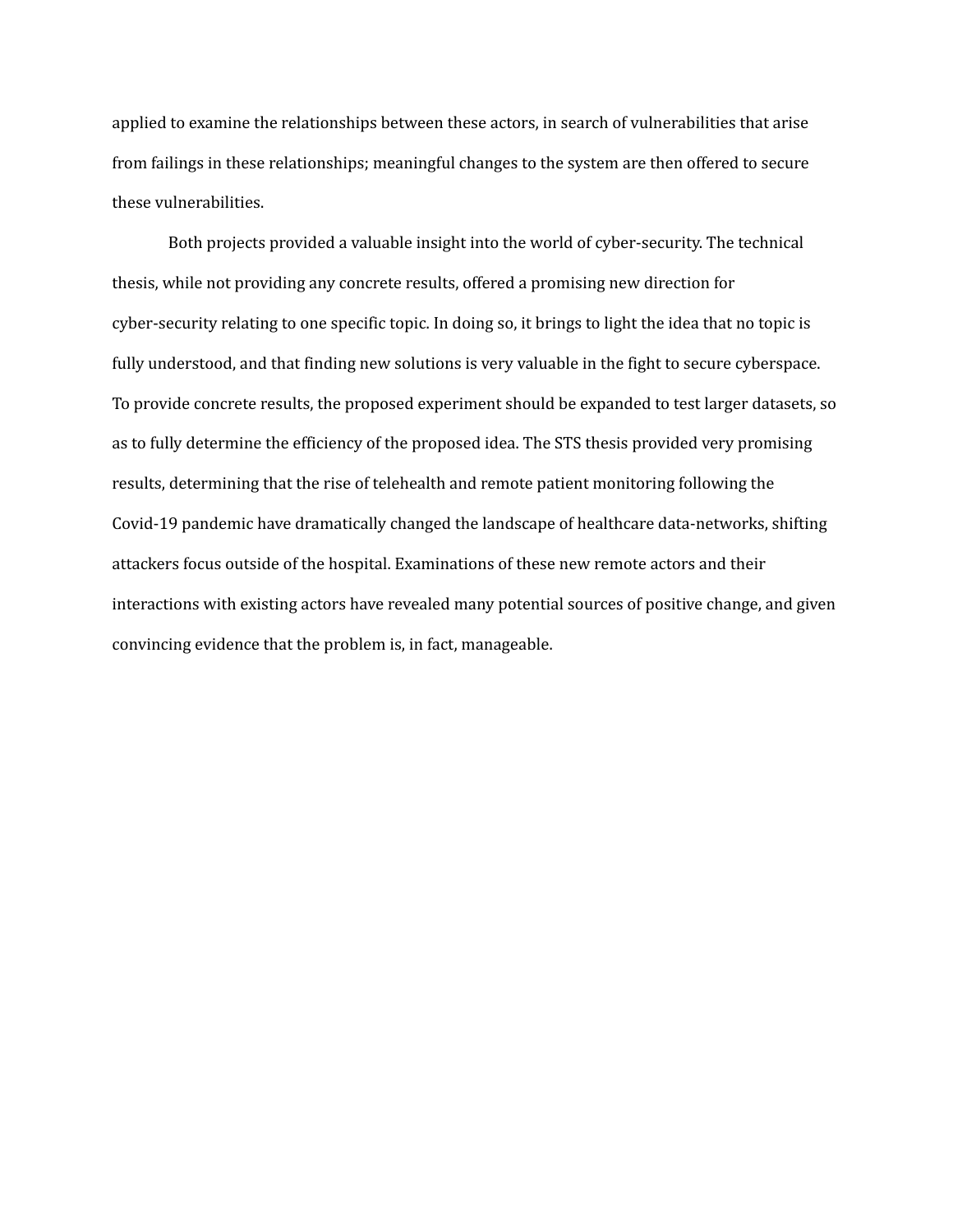applied to examine the relationships between these actors, in search of vulnerabilities that arise from failings in these relationships; meaningful changes to the system are then offered to secure these vulnerabilities.

Both projects provided a valuable insight into the world of cyber-security. The technical thesis, while not providing any concrete results, offered a promising new direction for cyber-security relating to one specific topic. In doing so, it brings to light the idea that no topic is fully understood, and that finding new solutions is very valuable in the fight to secure cyberspace. To provide concrete results, the proposed experiment should be expanded to test larger datasets, so as to fully determine the efficiency of the proposed idea. The STS thesis provided very promising results, determining that the rise of telehealth and remote patient monitoring following the Covid-19 pandemic have dramatically changed the landscape of healthcare data-networks, shifting attackers focus outside of the hospital. Examinations of these new remote actors and their interactions with existing actors have revealed many potential sources of positive change, and given convincing evidence that the problem is, in fact, manageable.